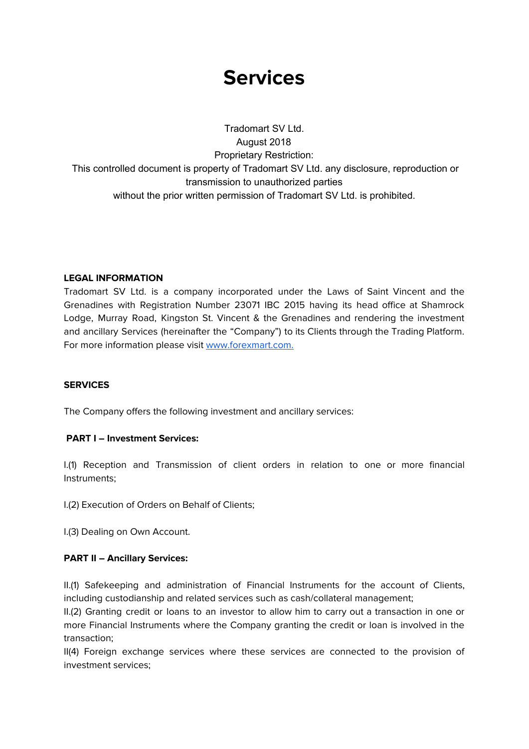# Services

Tradomart SV Ltd.
August 2018
Proprietary Restriction:
This controlled document is property of Tradomart SV Ltd. any disclosure, reproduction or transmission to unauthorized parties
without the prior written permission of Tradomart SV Ltd. is prohibited.

**LEGAL INFORMATION**

Tradomart SV Ltd. is a company incorporated under the Laws of Saint Vincent and the Grenadines with Registration Number 23071 IBC 2015 having its head office at Shamrock Lodge, Murray Road, Kingston St. Vincent & the Grenadines and rendering the investment and ancillary Services (hereinafter the "Company") to its Clients through the Trading Platform. For more information please visit www.forexmart.com.

**SERVICES**

The Company offers the following investment and ancillary services:

**PART I – Investment Services:**

I.(1) Reception and Transmission of client orders in relation to one or more financial Instruments;

I.(2) Execution of Orders on Behalf of Clients;

I.(3) Dealing on Own Account.

**PART II – Ancillary Services:**

II.(1) Safekeeping and administration of Financial Instruments for the account of Clients, including custodianship and related services such as cash/collateral management;

II.(2) Granting credit or loans to an investor to allow him to carry out a transaction in one or more Financial Instruments where the Company granting the credit or loan is involved in the transaction;

II(4) Foreign exchange services where these services are connected to the provision of investment services;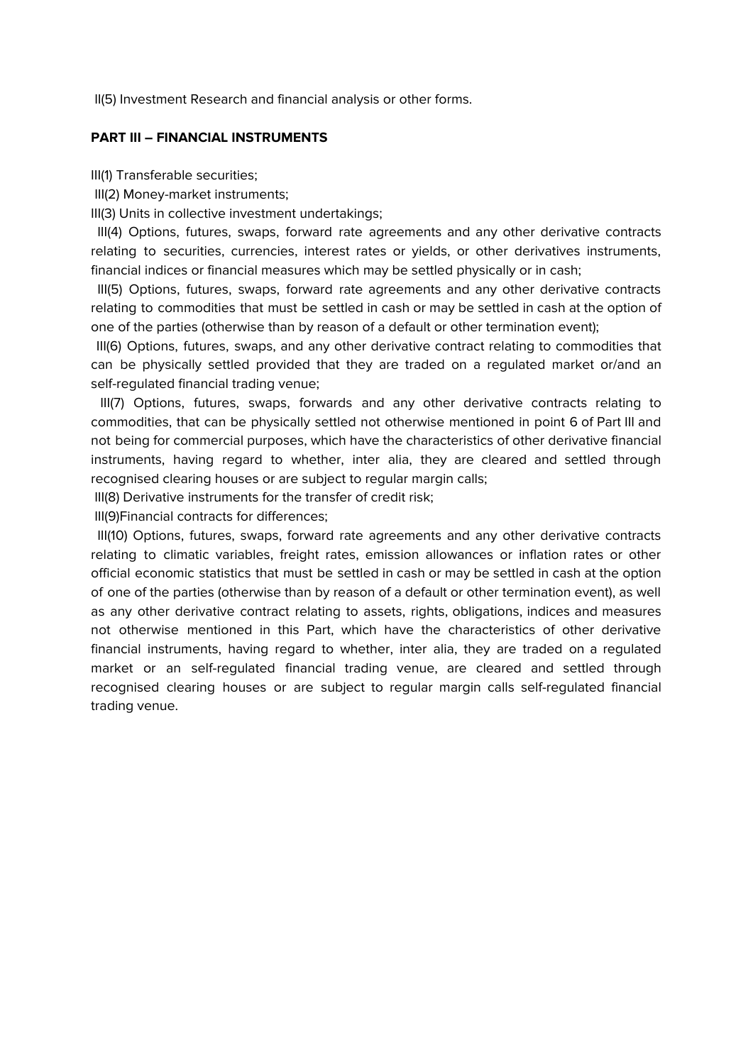II(5) Investment Research and financial analysis or other forms.

**PART III – FINANCIAL INSTRUMENTS**

III(1) Transferable securities;

III(2) Money-market instruments;

III(3) Units in collective investment undertakings;

III(4) Options, futures, swaps, forward rate agreements and any other derivative contracts relating to securities, currencies, interest rates or yields, or other derivatives instruments, financial indices or financial measures which may be settled physically or in cash;

III(5) Options, futures, swaps, forward rate agreements and any other derivative contracts relating to commodities that must be settled in cash or may be settled in cash at the option of one of the parties (otherwise than by reason of a default or other termination event);

III(6) Options, futures, swaps, and any other derivative contract relating to commodities that can be physically settled provided that they are traded on a regulated market or/and an self-regulated financial trading venue;

III(7) Options, futures, swaps, forwards and any other derivative contracts relating to commodities, that can be physically settled not otherwise mentioned in point 6 of Part III and not being for commercial purposes, which have the characteristics of other derivative financial instruments, having regard to whether, inter alia, they are cleared and settled through recognised clearing houses or are subject to regular margin calls;

III(8) Derivative instruments for the transfer of credit risk;

III(9)Financial contracts for differences;

III(10) Options, futures, swaps, forward rate agreements and any other derivative contracts relating to climatic variables, freight rates, emission allowances or inflation rates or other official economic statistics that must be settled in cash or may be settled in cash at the option of one of the parties (otherwise than by reason of a default or other termination event), as well as any other derivative contract relating to assets, rights, obligations, indices and measures not otherwise mentioned in this Part, which have the characteristics of other derivative financial instruments, having regard to whether, inter alia, they are traded on a regulated market or an self-regulated financial trading venue, are cleared and settled through recognised clearing houses or are subject to regular margin calls self-regulated financial trading venue.